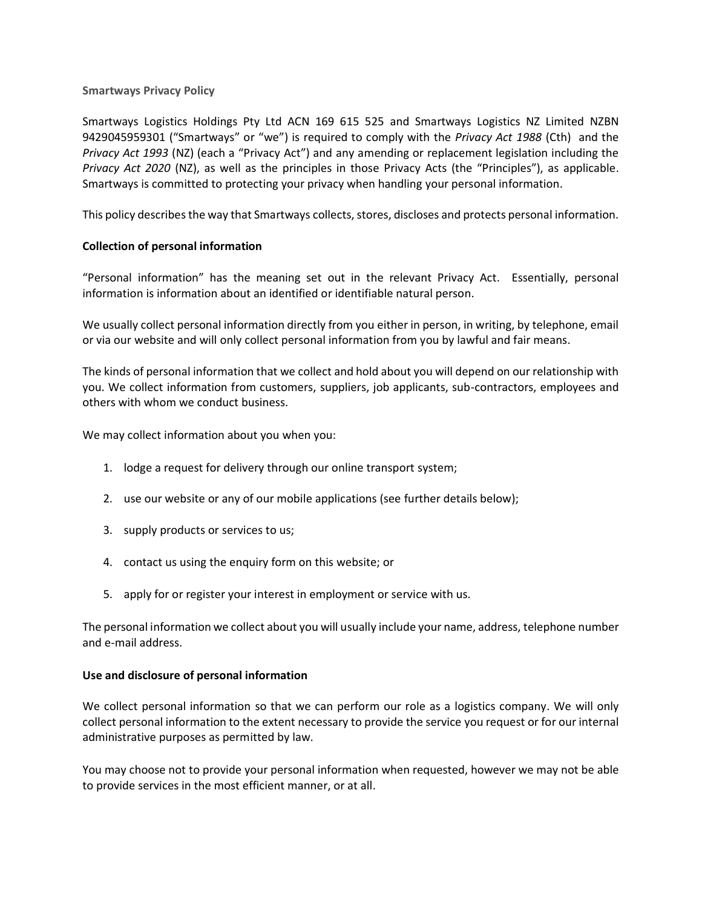# Smartways Privacy Policy

Smartways Logistics Holdings Pty Ltd ACN 169 615 525 and Smartways Logistics NZ Limited NZBN 9429045959301 ("Smartways" or "we") is required to comply with the *Privacy Act 1988* (Cth) and the *Privacy Act 1993* (NZ) (each a "Privacy Act") and any amending or replacement legislation including the *Privacy Act 2020* (NZ), as well as the principles in those Privacy Acts (the "Principles"), as applicable. Smartways is committed to protecting your privacy when handling your personal information.

This policy describes the way that Smartways collects, stores, discloses and protects personal information.

## Collection of personal information

"Personal information" has the meaning set out in the relevant Privacy Act. Essentially, personal information is information about an identified or identifiable natural person.

We usually collect personal information directly from you either in person, in writing, by telephone, email or via our website and will only collect personal information from you by lawful and fair means.

The kinds of personal information that we collect and hold about you will depend on our relationship with you. We collect information from customers, suppliers, job applicants, sub-contractors, employees and others with whom we conduct business.

We may collect information about you when you:

1. lodge a request for delivery through our online transport system;
2. use our website or any of our mobile applications (see further details below);
3. supply products or services to us;
4. contact us using the enquiry form on this website; or
5. apply for or register your interest in employment or service with us.

The personal information we collect about you will usually include your name, address, telephone number and e-mail address.

## Use and disclosure of personal information

We collect personal information so that we can perform our role as a logistics company. We will only collect personal information to the extent necessary to provide the service you request or for our internal administrative purposes as permitted by law.

You may choose not to provide your personal information when requested, however we may not be able to provide services in the most efficient manner, or at all.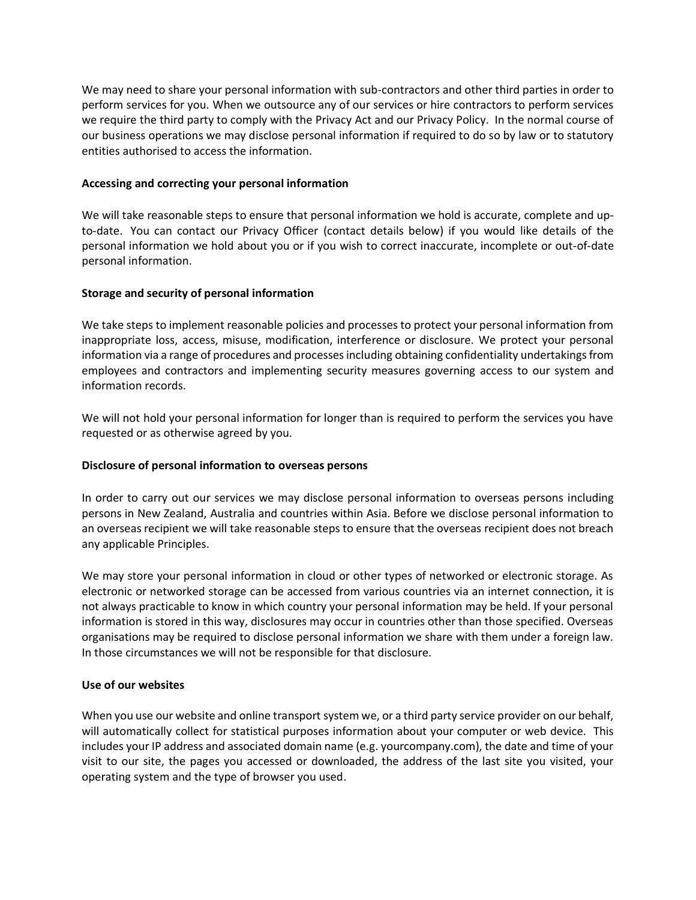We may need to share your personal information with sub-contractors and other third parties in order to perform services for you. When we outsource any of our services or hire contractors to perform services we require the third party to comply with the Privacy Act and our Privacy Policy. In the normal course of our business operations we may disclose personal information if required to do so by law or to statutory entities authorised to access the information.

**Accessing and correcting your personal information**

We will take reasonable steps to ensure that personal information we hold is accurate, complete and up-to-date. You can contact our Privacy Officer (contact details below) if you would like details of the personal information we hold about you or if you wish to correct inaccurate, incomplete or out-of-date personal information.

**Storage and security of personal information**

We take steps to implement reasonable policies and processes to protect your personal information from inappropriate loss, access, misuse, modification, interference or disclosure. We protect your personal information via a range of procedures and processes including obtaining confidentiality undertakings from employees and contractors and implementing security measures governing access to our system and information records.

We will not hold your personal information for longer than is required to perform the services you have requested or as otherwise agreed by you.

**Disclosure of personal information to overseas persons**

In order to carry out our services we may disclose personal information to overseas persons including persons in New Zealand, Australia and countries within Asia. Before we disclose personal information to an overseas recipient we will take reasonable steps to ensure that the overseas recipient does not breach any applicable Principles.

We may store your personal information in cloud or other types of networked or electronic storage. As electronic or networked storage can be accessed from various countries via an internet connection, it is not always practicable to know in which country your personal information may be held. If your personal information is stored in this way, disclosures may occur in countries other than those specified. Overseas organisations may be required to disclose personal information we share with them under a foreign law. In those circumstances we will not be responsible for that disclosure.

**Use of our websites**

When you use our website and online transport system we, or a third party service provider on our behalf, will automatically collect for statistical purposes information about your computer or web device. This includes your IP address and associated domain name (e.g. yourcompany.com), the date and time of your visit to our site, the pages you accessed or downloaded, the address of the last site you visited, your operating system and the type of browser you used.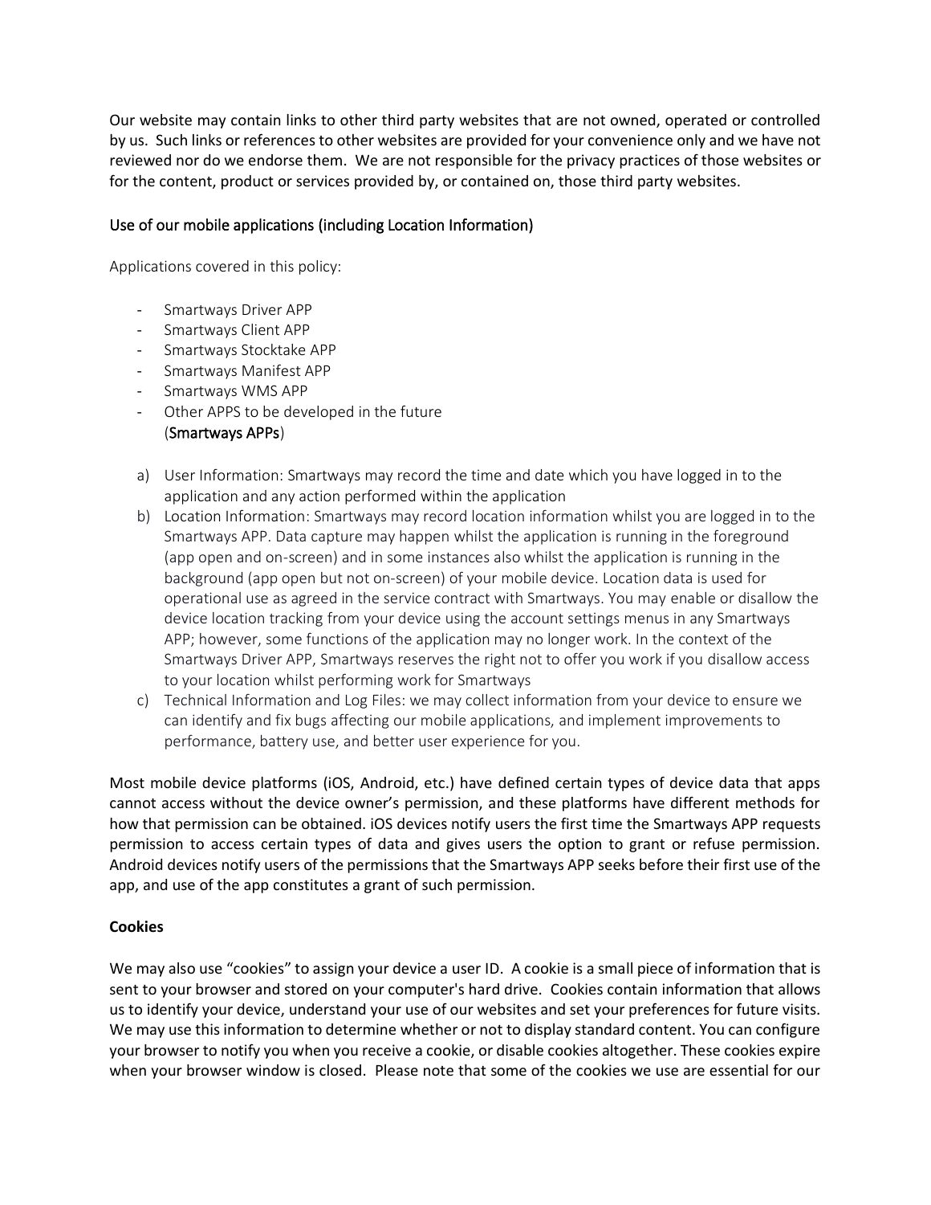Our website may contain links to other third party websites that are not owned, operated or controlled by us. Such links or references to other websites are provided for your convenience only and we have not reviewed nor do we endorse them. We are not responsible for the privacy practices of those websites or for the content, product or services provided by, or contained on, those third party websites.

Use of our mobile applications (including Location Information)

Applications covered in this policy:

- Smartways Driver APP
- Smartways Client APP
- Smartways Stocktake APP
- Smartways Manifest APP
- Smartways WMS APP
- Other APPS to be developed in the future
  (Smartways APPs)

a) User Information: Smartways may record the time and date which you have logged in to the application and any action performed within the application
b) Location Information: Smartways may record location information whilst you are logged in to the Smartways APP. Data capture may happen whilst the application is running in the foreground (app open and on-screen) and in some instances also whilst the application is running in the background (app open but not on-screen) of your mobile device. Location data is used for operational use as agreed in the service contract with Smartways. You may enable or disallow the device location tracking from your device using the account settings menus in any Smartways APP; however, some functions of the application may no longer work. In the context of the Smartways Driver APP, Smartways reserves the right not to offer you work if you disallow access to your location whilst performing work for Smartways
c) Technical Information and Log Files: we may collect information from your device to ensure we can identify and fix bugs affecting our mobile applications, and implement improvements to performance, battery use, and better user experience for you.

Most mobile device platforms (iOS, Android, etc.) have defined certain types of device data that apps cannot access without the device owner's permission, and these platforms have different methods for how that permission can be obtained. iOS devices notify users the first time the Smartways APP requests permission to access certain types of data and gives users the option to grant or refuse permission. Android devices notify users of the permissions that the Smartways APP seeks before their first use of the app, and use of the app constitutes a grant of such permission.

**Cookies**

We may also use "cookies" to assign your device a user ID. A cookie is a small piece of information that is sent to your browser and stored on your computer's hard drive. Cookies contain information that allows us to identify your device, understand your use of our websites and set your preferences for future visits. We may use this information to determine whether or not to display standard content. You can configure your browser to notify you when you receive a cookie, or disable cookies altogether. These cookies expire when your browser window is closed. Please note that some of the cookies we use are essential for our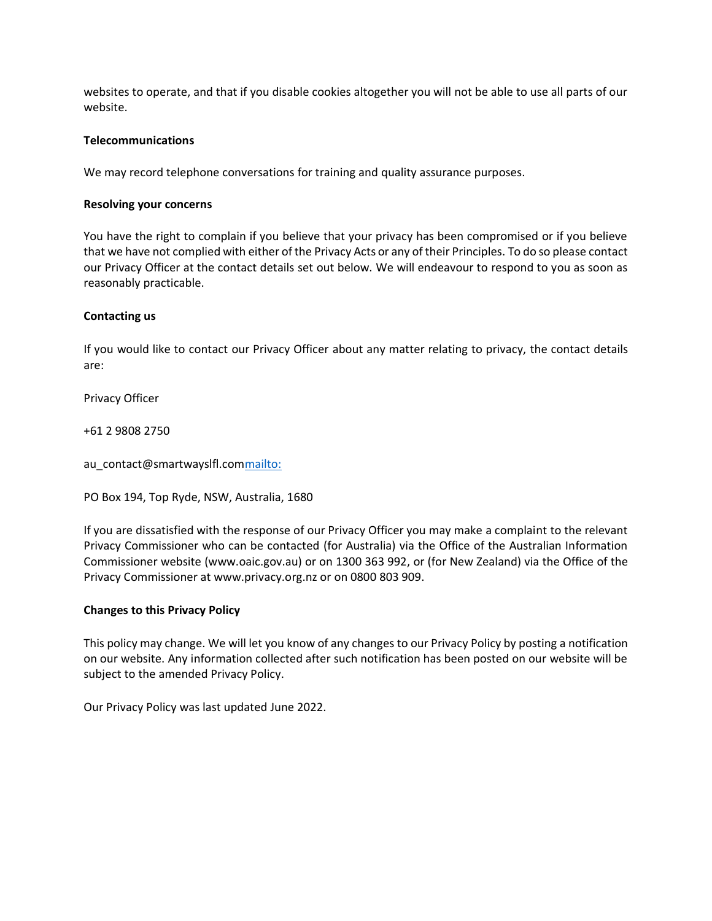websites to operate, and that if you disable cookies altogether you will not be able to use all parts of our website.

**Telecommunications**

We may record telephone conversations for training and quality assurance purposes.

**Resolving your concerns**

You have the right to complain if you believe that your privacy has been compromised or if you believe that we have not complied with either of the Privacy Acts or any of their Principles. To do so please contact our Privacy Officer at the contact details set out below. We will endeavour to respond to you as soon as reasonably practicable.

**Contacting us**

If you would like to contact our Privacy Officer about any matter relating to privacy, the contact details are:

Privacy Officer

+61 2 9808 2750

au_contact@smartwayslfl.commailto:

PO Box 194, Top Ryde, NSW, Australia, 1680

If you are dissatisfied with the response of our Privacy Officer you may make a complaint to the relevant Privacy Commissioner who can be contacted (for Australia) via the Office of the Australian Information Commissioner website (www.oaic.gov.au) or on 1300 363 992, or (for New Zealand) via the Office of the Privacy Commissioner at www.privacy.org.nz or on 0800 803 909.

**Changes to this Privacy Policy**

This policy may change. We will let you know of any changes to our Privacy Policy by posting a notification on our website. Any information collected after such notification has been posted on our website will be subject to the amended Privacy Policy.

Our Privacy Policy was last updated June 2022.